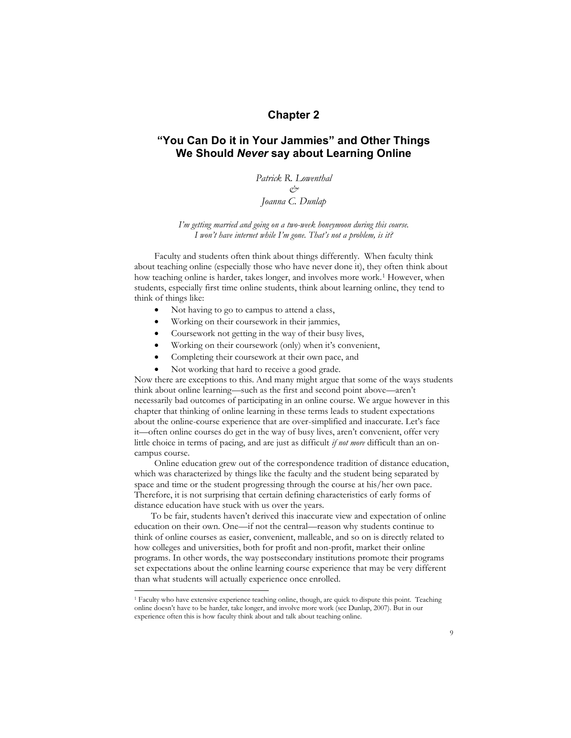# Chapter 2

## "You Can Do it in Your Jammies" and Other Things We Should *Never* say about Learning Online

*Patrick R. Lowenthal*
*&*
*Joanna C. Dunlap*

*I'm getting married and going on a two-week honeymoon during this course. I won't have internet while I'm gone. That's not a problem, is it?*

Faculty and students often think about things differently. When faculty think about teaching online (especially those who have never done it), they often think about how teaching online is harder, takes longer, and involves more work.[1] However, when students, especially first time online students, think about learning online, they tend to think of things like:

- Not having to go to campus to attend a class,
- Working on their coursework in their jammies,
- Coursework not getting in the way of their busy lives,
- Working on their coursework (only) when it's convenient,
- Completing their coursework at their own pace, and
- Not working that hard to receive a good grade.

Now there are exceptions to this. And many might argue that some of the ways students think about online learning—such as the first and second point above—aren't necessarily bad outcomes of participating in an online course. We argue however in this chapter that thinking of online learning in these terms leads to student expectations about the online-course experience that are over-simplified and inaccurate. Let's face it—often online courses do get in the way of busy lives, aren't convenient, offer very little choice in terms of pacing, and are just as difficult *if not more* difficult than an on-campus course.

Online education grew out of the correspondence tradition of distance education, which was characterized by things like the faculty and the student being separated by space and time or the student progressing through the course at his/her own pace. Therefore, it is not surprising that certain defining characteristics of early forms of distance education have stuck with us over the years.

To be fair, students haven't derived this inaccurate view and expectation of online education on their own. One—if not the central—reason why students continue to think of online courses as easier, convenient, malleable, and so on is directly related to how colleges and universities, both for profit and non-profit, market their online programs. In other words, the way postsecondary institutions promote their programs set expectations about the online learning course experience that may be very different than what students will actually experience once enrolled.

[1] Faculty who have extensive experience teaching online, though, are quick to dispute this point. Teaching online doesn't have to be harder, take longer, and involve more work (see Dunlap, 2007). But in our experience often this is how faculty think about and talk about teaching online.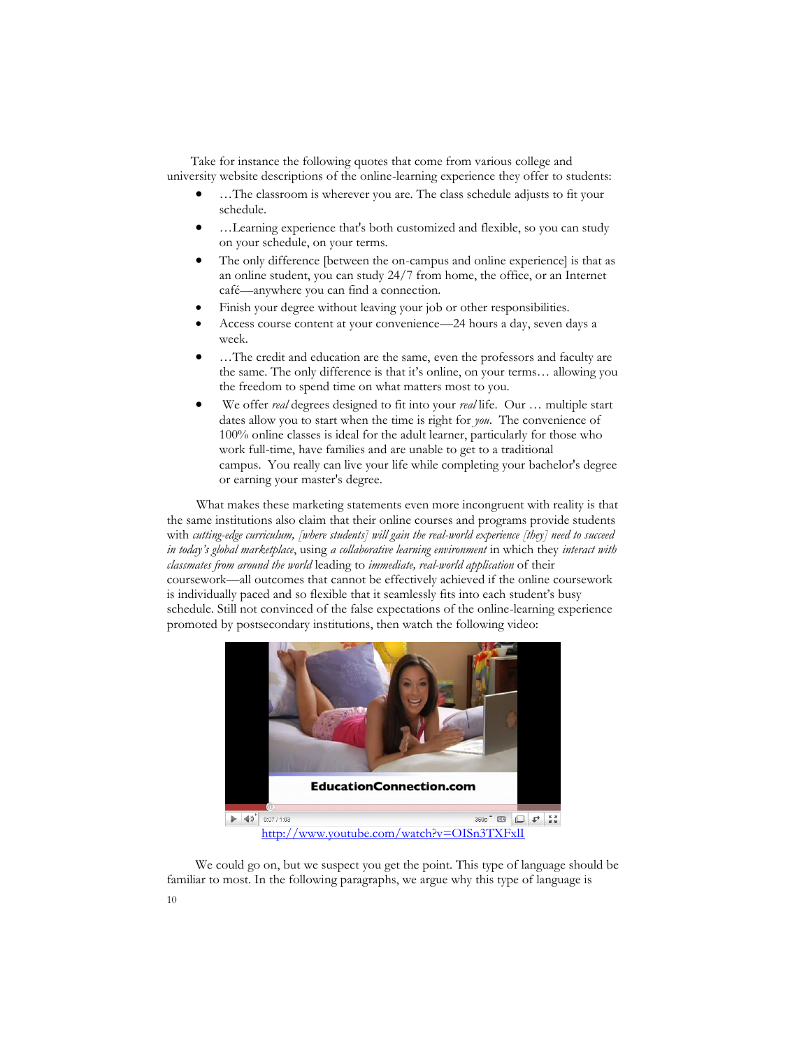Take for instance the following quotes that come from various college and university website descriptions of the online-learning experience they offer to students:

- …The classroom is wherever you are. The class schedule adjusts to fit your schedule.
- …Learning experience that's both customized and flexible, so you can study on your schedule, on your terms.
- The only difference [between the on-campus and online experience] is that as an online student, you can study 24/7 from home, the office, or an Internet café—anywhere you can find a connection.
- Finish your degree without leaving your job or other responsibilities.
- Access course content at your convenience—24 hours a day, seven days a week.
- …The credit and education are the same, even the professors and faculty are the same. The only difference is that it's online, on your terms… allowing you the freedom to spend time on what matters most to you.
- We offer *real* degrees designed to fit into your *real* life. Our … multiple start dates allow you to start when the time is right for *you*. The convenience of 100% online classes is ideal for the adult learner, particularly for those who work full-time, have families and are unable to get to a traditional campus. You really can live your life while completing your bachelor's degree or earning your master's degree.

What makes these marketing statements even more incongruent with reality is that the same institutions also claim that their online courses and programs provide students with *cutting-edge curriculum, [where students] will gain the real-world experience [they] need to succeed in today's global marketplace*, using *a collaborative learning environment* in which they *interact with classmates from around the world* leading to *immediate, real-world application* of their coursework—all outcomes that cannot be effectively achieved if the online coursework is individually paced and so flexible that it seamlessly fits into each student's busy schedule. Still not convinced of the false expectations of the online-learning experience promoted by postsecondary institutions, then watch the following video:

http://www.youtube.com/watch?v=OISn3TXFxlI

We could go on, but we suspect you get the point. This type of language should be familiar to most. In the following paragraphs, we argue why this type of language is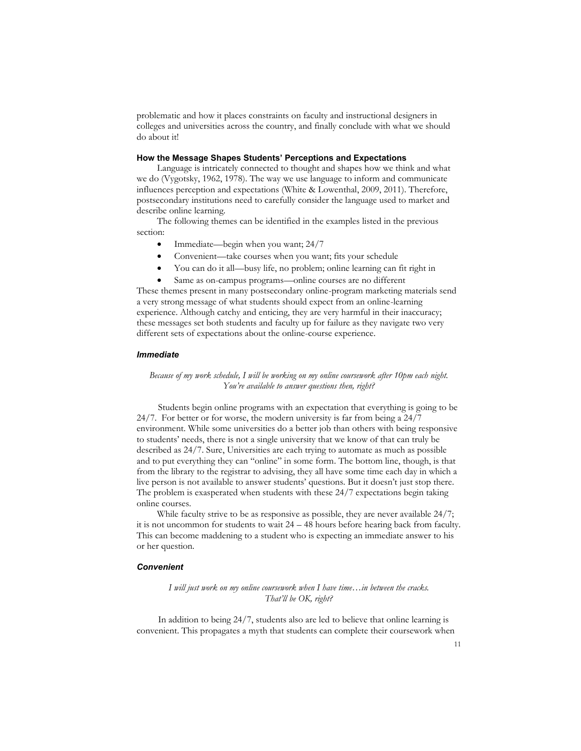problematic and how it places constraints on faculty and instructional designers in colleges and universities across the country, and finally conclude with what we should do about it!

### How the Message Shapes Students' Perceptions and Expectations

Language is intricately connected to thought and shapes how we think and what we do (Vygotsky, 1962, 1978). The way we use language to inform and communicate influences perception and expectations (White & Lowenthal, 2009, 2011). Therefore, postsecondary institutions need to carefully consider the language used to market and describe online learning.

The following themes can be identified in the examples listed in the previous section:

- Immediate—begin when you want; 24/7
- Convenient—take courses when you want; fits your schedule
- You can do it all—busy life, no problem; online learning can fit right in
- Same as on-campus programs—online courses are no different

These themes present in many postsecondary online-program marketing materials send a very strong message of what students should expect from an online-learning experience. Although catchy and enticing, they are very harmful in their inaccuracy; these messages set both students and faculty up for failure as they navigate two very different sets of expectations about the online-course experience.

#### *Immediate*

*Because of my work schedule, I will be working on my online coursework after 10pm each night. You're available to answer questions then, right?*

Students begin online programs with an expectation that everything is going to be 24/7. For better or for worse, the modern university is far from being a 24/7 environment. While some universities do a better job than others with being responsive to students' needs, there is not a single university that we know of that can truly be described as 24/7. Sure, Universities are each trying to automate as much as possible and to put everything they can "online" in some form. The bottom line, though, is that from the library to the registrar to advising, they all have some time each day in which a live person is not available to answer students' questions. But it doesn't just stop there. The problem is exasperated when students with these 24/7 expectations begin taking online courses.

While faculty strive to be as responsive as possible, they are never available 24/7; it is not uncommon for students to wait 24 – 48 hours before hearing back from faculty. This can become maddening to a student who is expecting an immediate answer to his or her question.

#### *Convenient*

*I will just work on my online coursework when I have time…in between the cracks. That'll be OK, right?*

In addition to being 24/7, students also are led to believe that online learning is convenient. This propagates a myth that students can complete their coursework when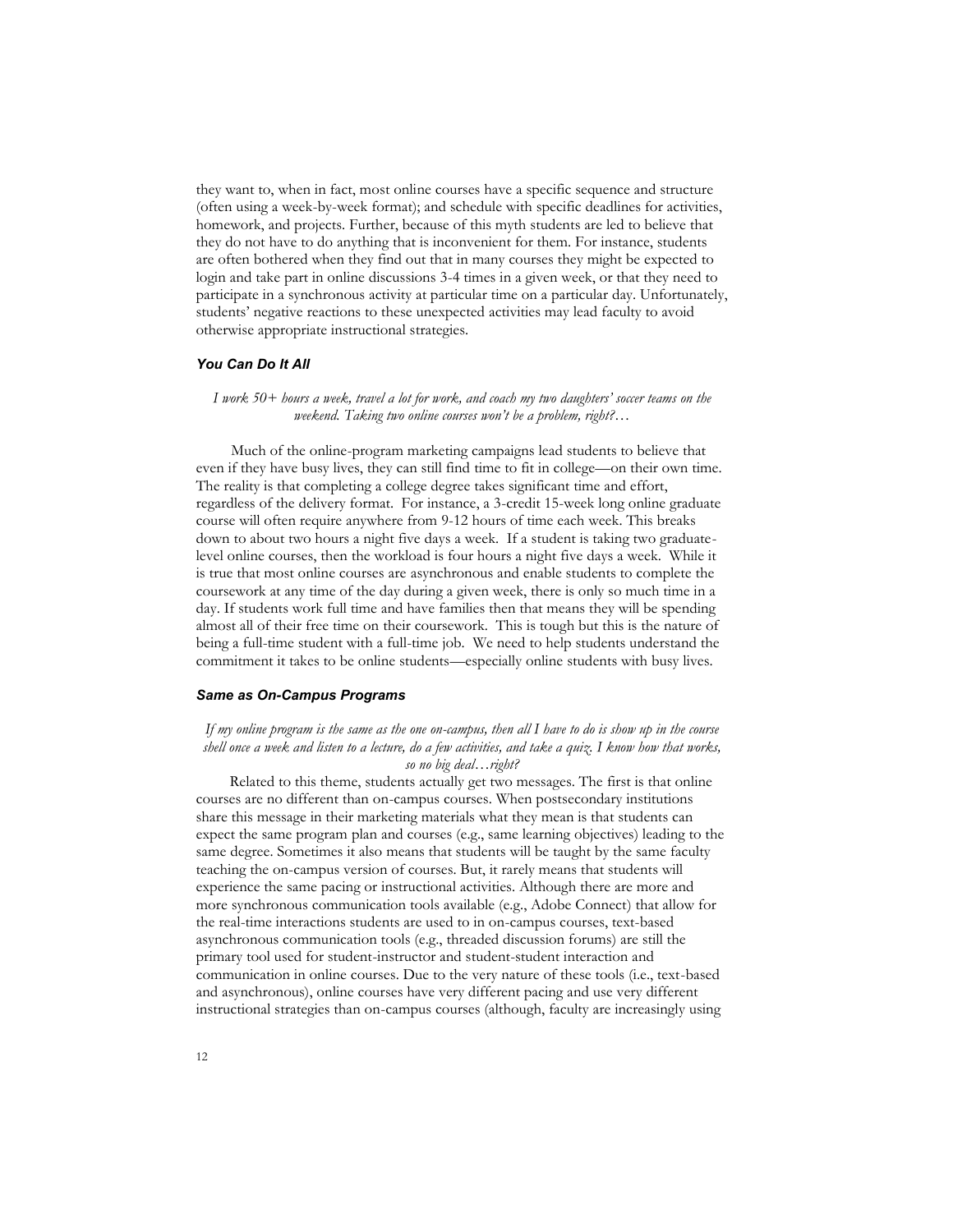they want to, when in fact, most online courses have a specific sequence and structure (often using a week-by-week format); and schedule with specific deadlines for activities, homework, and projects. Further, because of this myth students are led to believe that they do not have to do anything that is inconvenient for them. For instance, students are often bothered when they find out that in many courses they might be expected to login and take part in online discussions 3-4 times in a given week, or that they need to participate in a synchronous activity at particular time on a particular day. Unfortunately, students' negative reactions to these unexpected activities may lead faculty to avoid otherwise appropriate instructional strategies.

### *You Can Do It All*

*I work 50+ hours a week, travel a lot for work, and coach my two daughters' soccer teams on the weekend. Taking two online courses won't be a problem, right?…*

Much of the online-program marketing campaigns lead students to believe that even if they have busy lives, they can still find time to fit in college—on their own time. The reality is that completing a college degree takes significant time and effort, regardless of the delivery format. For instance, a 3-credit 15-week long online graduate course will often require anywhere from 9-12 hours of time each week. This breaks down to about two hours a night five days a week. If a student is taking two graduate-level online courses, then the workload is four hours a night five days a week. While it is true that most online courses are asynchronous and enable students to complete the coursework at any time of the day during a given week, there is only so much time in a day. If students work full time and have families then that means they will be spending almost all of their free time on their coursework. This is tough but this is the nature of being a full-time student with a full-time job. We need to help students understand the commitment it takes to be online students—especially online students with busy lives.

### *Same as On-Campus Programs*

*If my online program is the same as the one on-campus, then all I have to do is show up in the course shell once a week and listen to a lecture, do a few activities, and take a quiz. I know how that works, so no big deal…right?*

Related to this theme, students actually get two messages. The first is that online courses are no different than on-campus courses. When postsecondary institutions share this message in their marketing materials what they mean is that students can expect the same program plan and courses (e.g., same learning objectives) leading to the same degree. Sometimes it also means that students will be taught by the same faculty teaching the on-campus version of courses. But, it rarely means that students will experience the same pacing or instructional activities. Although there are more and more synchronous communication tools available (e.g., Adobe Connect) that allow for the real-time interactions students are used to in on-campus courses, text-based asynchronous communication tools (e.g., threaded discussion forums) are still the primary tool used for student-instructor and student-student interaction and communication in online courses. Due to the very nature of these tools (i.e., text-based and asynchronous), online courses have very different pacing and use very different instructional strategies than on-campus courses (although, faculty are increasingly using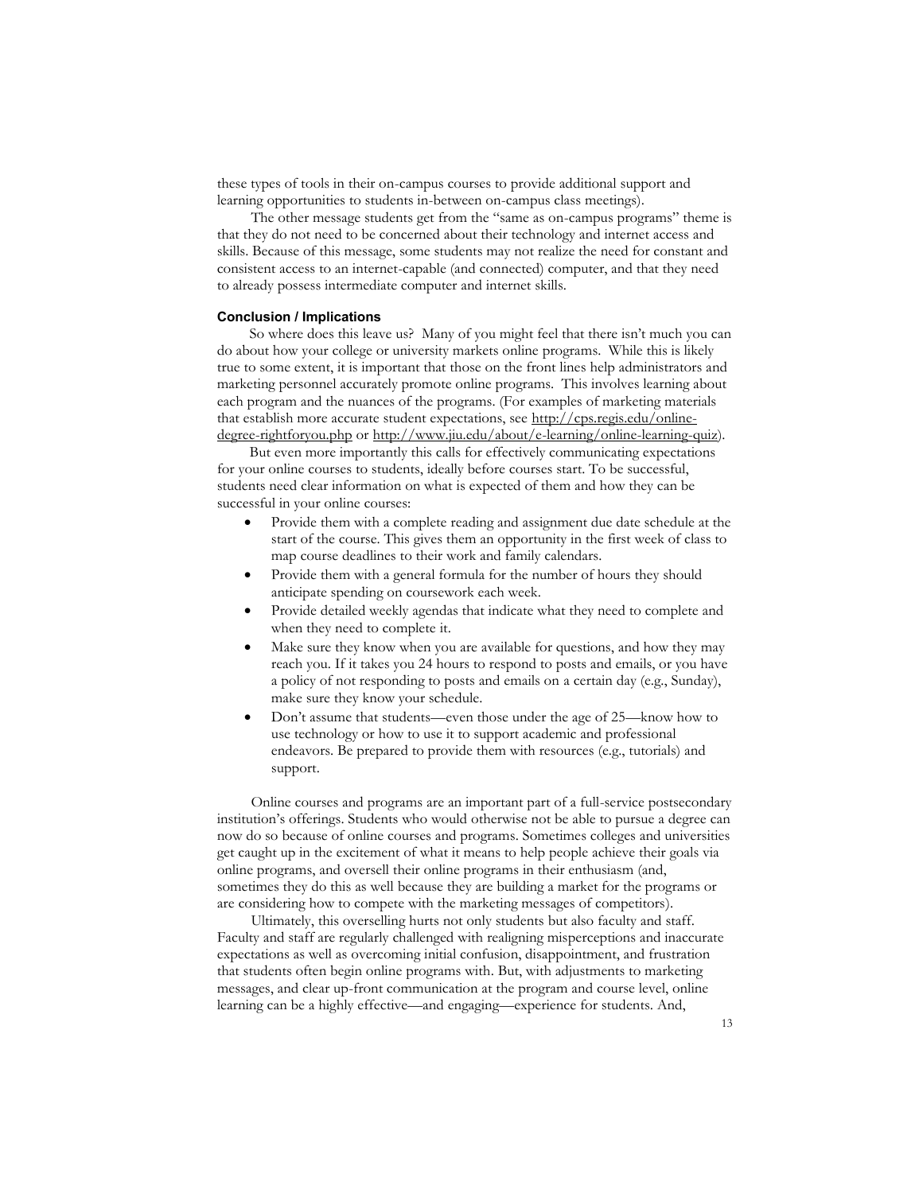these types of tools in their on-campus courses to provide additional support and learning opportunities to students in-between on-campus class meetings).

The other message students get from the "same as on-campus programs" theme is that they do not need to be concerned about their technology and internet access and skills. Because of this message, some students may not realize the need for constant and consistent access to an internet-capable (and connected) computer, and that they need to already possess intermediate computer and internet skills.

### Conclusion / Implications

So where does this leave us? Many of you might feel that there isn't much you can do about how your college or university markets online programs. While this is likely true to some extent, it is important that those on the front lines help administrators and marketing personnel accurately promote online programs. This involves learning about each program and the nuances of the programs. (For examples of marketing materials that establish more accurate student expectations, see http://cps.regis.edu/online-degree-rightforyou.php or http://www.jiu.edu/about/e-learning/online-learning-quiz).

But even more importantly this calls for effectively communicating expectations for your online courses to students, ideally before courses start. To be successful, students need clear information on what is expected of them and how they can be successful in your online courses:

- Provide them with a complete reading and assignment due date schedule at the start of the course. This gives them an opportunity in the first week of class to map course deadlines to their work and family calendars.
- Provide them with a general formula for the number of hours they should anticipate spending on coursework each week.
- Provide detailed weekly agendas that indicate what they need to complete and when they need to complete it.
- Make sure they know when you are available for questions, and how they may reach you. If it takes you 24 hours to respond to posts and emails, or you have a policy of not responding to posts and emails on a certain day (e.g., Sunday), make sure they know your schedule.
- Don't assume that students—even those under the age of 25—know how to use technology or how to use it to support academic and professional endeavors. Be prepared to provide them with resources (e.g., tutorials) and support.

Online courses and programs are an important part of a full-service postsecondary institution's offerings. Students who would otherwise not be able to pursue a degree can now do so because of online courses and programs. Sometimes colleges and universities get caught up in the excitement of what it means to help people achieve their goals via online programs, and oversell their online programs in their enthusiasm (and, sometimes they do this as well because they are building a market for the programs or are considering how to compete with the marketing messages of competitors).

Ultimately, this overselling hurts not only students but also faculty and staff. Faculty and staff are regularly challenged with realigning misperceptions and inaccurate expectations as well as overcoming initial confusion, disappointment, and frustration that students often begin online programs with. But, with adjustments to marketing messages, and clear up-front communication at the program and course level, online learning can be a highly effective—and engaging—experience for students. And,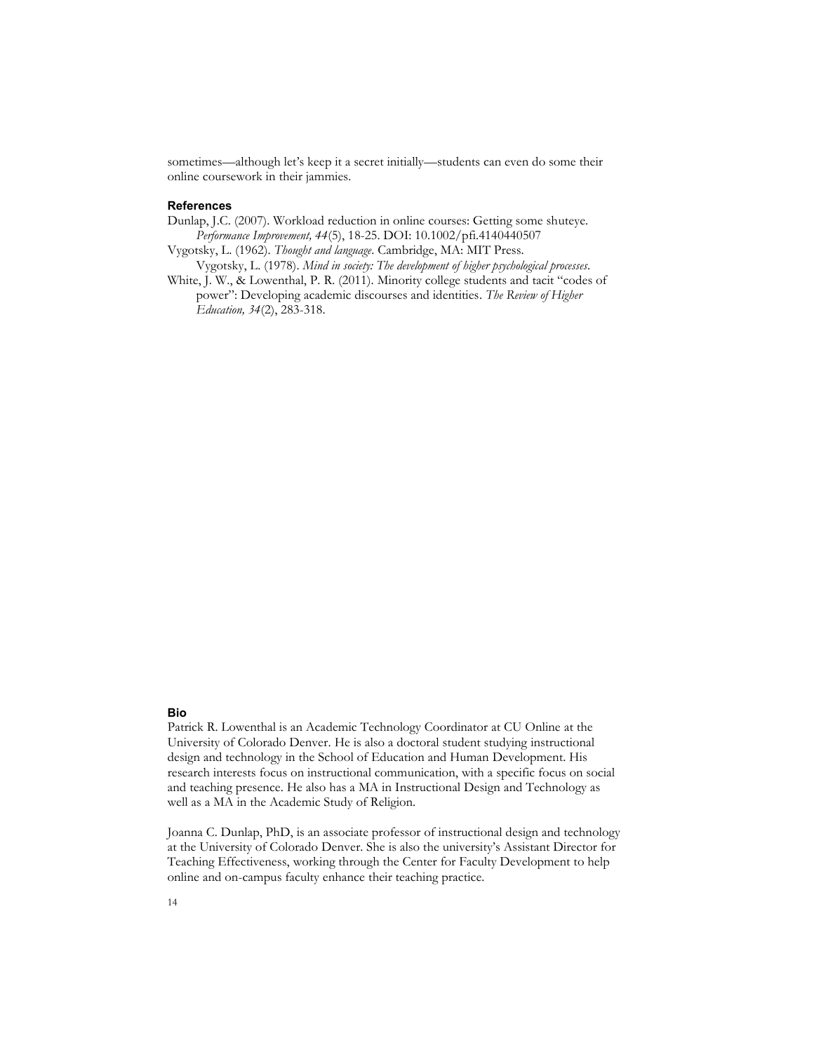sometimes—although let's keep it a secret initially—students can even do some their online coursework in their jammies.

### References

Dunlap, J.C. (2007). Workload reduction in online courses: Getting some shuteye. *Performance Improvement, 44*(5), 18-25. DOI: 10.1002/pfi.4140440507

Vygotsky, L. (1962). *Thought and language*. Cambridge, MA: MIT Press.

Vygotsky, L. (1978). *Mind in society: The development of higher psychological processes*.

White, J. W., & Lowenthal, P. R. (2011). Minority college students and tacit "codes of power": Developing academic discourses and identities. *The Review of Higher Education, 34*(2), 283-318.

### Bio

Patrick R. Lowenthal is an Academic Technology Coordinator at CU Online at the University of Colorado Denver. He is also a doctoral student studying instructional design and technology in the School of Education and Human Development. His research interests focus on instructional communication, with a specific focus on social and teaching presence. He also has a MA in Instructional Design and Technology as well as a MA in the Academic Study of Religion.

Joanna C. Dunlap, PhD, is an associate professor of instructional design and technology at the University of Colorado Denver. She is also the university's Assistant Director for Teaching Effectiveness, working through the Center for Faculty Development to help online and on-campus faculty enhance their teaching practice.